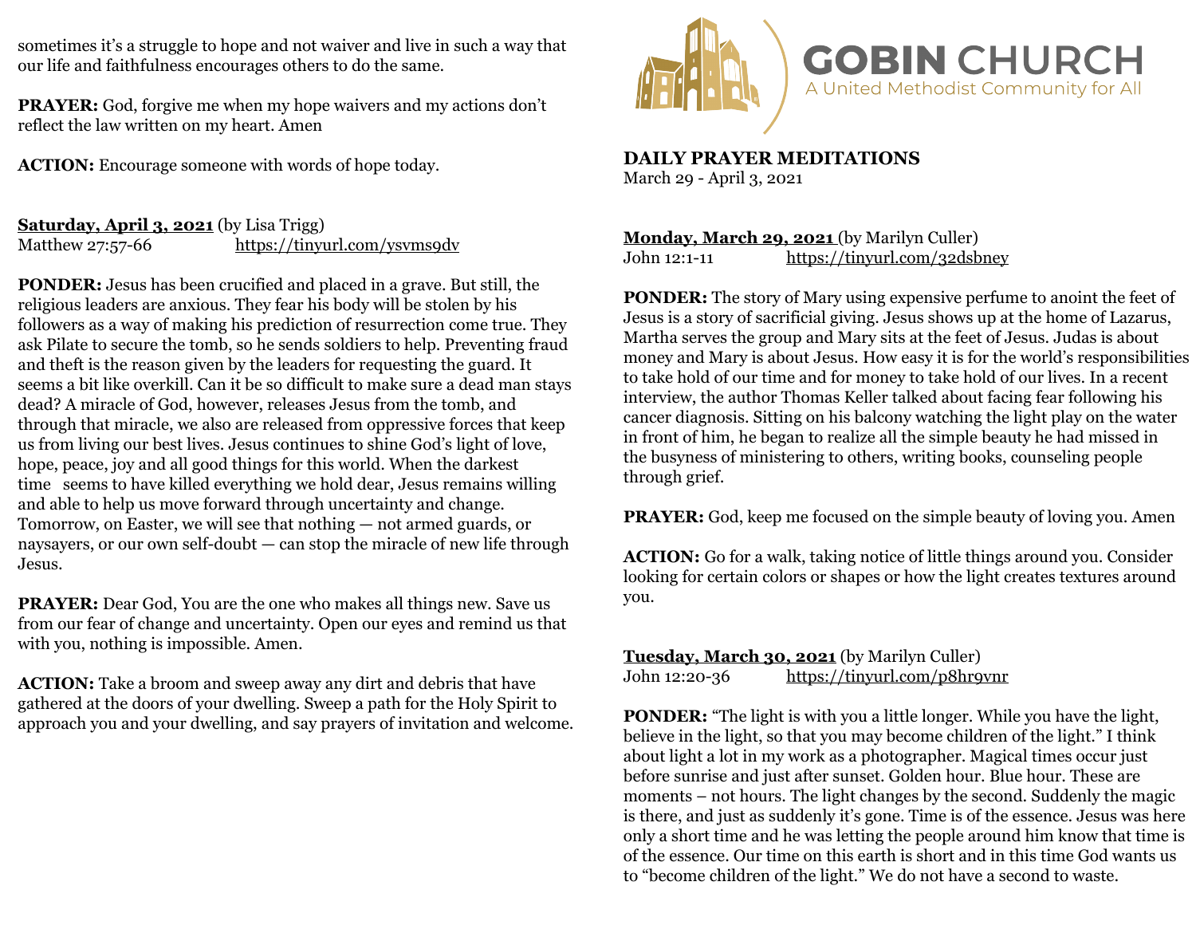sometimes it's a struggle to hope and not waiver and live in such a way that our life and faithfulness encourages others to do the same.

**PRAYER:** God, forgive me when my hope waivers and my actions don't reflect the law written on my heart. Amen

**ACTION:** Encourage someone with words of hope today.

**Saturday, April 3, 2021** (by Lisa Trigg)
Matthew 27:57-66 https://tinyurl.com/ysvms9dv

**PONDER:** Jesus has been crucified and placed in a grave. But still, the religious leaders are anxious. They fear his body will be stolen by his followers as a way of making his prediction of resurrection come true. They ask Pilate to secure the tomb, so he sends soldiers to help. Preventing fraud and theft is the reason given by the leaders for requesting the guard. It seems a bit like overkill. Can it be so difficult to make sure a dead man stays dead? A miracle of God, however, releases Jesus from the tomb, and through that miracle, we also are released from oppressive forces that keep us from living our best lives. Jesus continues to shine God's light of love, hope, peace, joy and all good things for this world. When the darkest time seems to have killed everything we hold dear, Jesus remains willing and able to help us move forward through uncertainty and change. Tomorrow, on Easter, we will see that nothing — not armed guards, or naysayers, or our own self-doubt — can stop the miracle of new life through Jesus.

**PRAYER:** Dear God, You are the one who makes all things new. Save us from our fear of change and uncertainty. Open our eyes and remind us that with you, nothing is impossible. Amen.

**ACTION:** Take a broom and sweep away any dirt and debris that have gathered at the doors of your dwelling. Sweep a path for the Holy Spirit to approach you and your dwelling, and say prayers of invitation and welcome.

# GOBIN CHURCH
A United Methodist Community for All

## DAILY PRAYER MEDITATIONS
March 29 - April 3, 2021

**Monday, March 29, 2021** (by Marilyn Culler)
John 12:1-11 https://tinyurl.com/32dsbney

**PONDER:** The story of Mary using expensive perfume to anoint the feet of Jesus is a story of sacrificial giving. Jesus shows up at the home of Lazarus, Martha serves the group and Mary sits at the feet of Jesus. Judas is about money and Mary is about Jesus. How easy it is for the world's responsibilities to take hold of our time and for money to take hold of our lives. In a recent interview, the author Thomas Keller talked about facing fear following his cancer diagnosis. Sitting on his balcony watching the light play on the water in front of him, he began to realize all the simple beauty he had missed in the busyness of ministering to others, writing books, counseling people through grief.

**PRAYER:** God, keep me focused on the simple beauty of loving you. Amen

**ACTION:** Go for a walk, taking notice of little things around you. Consider looking for certain colors or shapes or how the light creates textures around you.

**Tuesday, March 30, 2021** (by Marilyn Culler)
John 12:20-36 https://tinyurl.com/p8hr9vnr

**PONDER:** "The light is with you a little longer. While you have the light, believe in the light, so that you may become children of the light." I think about light a lot in my work as a photographer. Magical times occur just before sunrise and just after sunset. Golden hour. Blue hour. These are moments – not hours. The light changes by the second. Suddenly the magic is there, and just as suddenly it's gone. Time is of the essence. Jesus was here only a short time and he was letting the people around him know that time is of the essence. Our time on this earth is short and in this time God wants us to "become children of the light." We do not have a second to waste.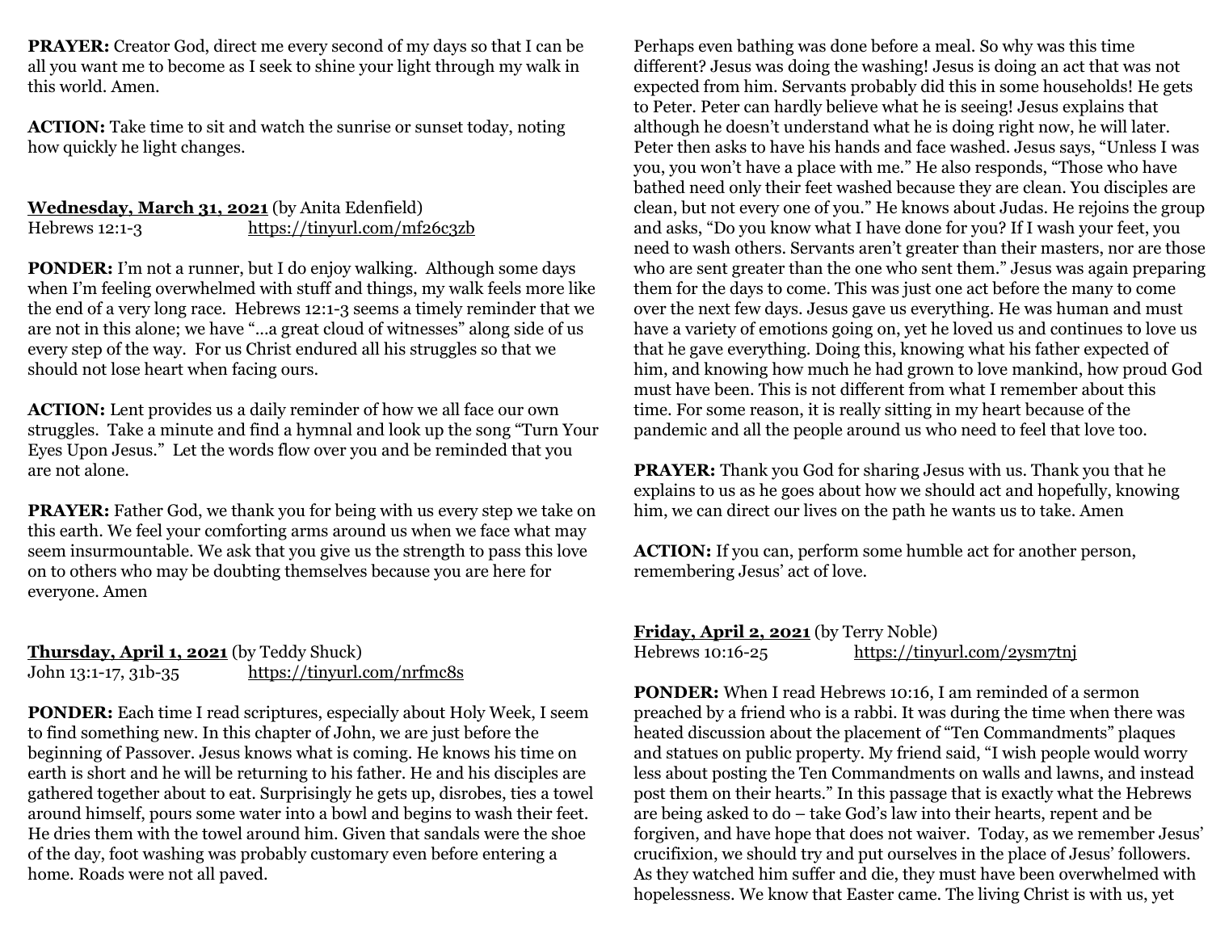**PRAYER:** Creator God, direct me every second of my days so that I can be all you want me to become as I seek to shine your light through my walk in this world. Amen.

**ACTION:** Take time to sit and watch the sunrise or sunset today, noting how quickly he light changes.

**Wednesday, March 31, 2021** (by Anita Edenfield)
Hebrews 12:1-3 https://tinyurl.com/mf26c3zb

**PONDER:** I'm not a runner, but I do enjoy walking. Although some days when I'm feeling overwhelmed with stuff and things, my walk feels more like the end of a very long race. Hebrews 12:1-3 seems a timely reminder that we are not in this alone; we have "…a great cloud of witnesses" along side of us every step of the way. For us Christ endured all his struggles so that we should not lose heart when facing ours.

**ACTION:** Lent provides us a daily reminder of how we all face our own struggles. Take a minute and find a hymnal and look up the song "Turn Your Eyes Upon Jesus." Let the words flow over you and be reminded that you are not alone.

**PRAYER:** Father God, we thank you for being with us every step we take on this earth. We feel your comforting arms around us when we face what may seem insurmountable. We ask that you give us the strength to pass this love on to others who may be doubting themselves because you are here for everyone. Amen

**Thursday, April 1, 2021** (by Teddy Shuck)
John 13:1-17, 31b-35 https://tinyurl.com/nrfmc8s

**PONDER:** Each time I read scriptures, especially about Holy Week, I seem to find something new. In this chapter of John, we are just before the beginning of Passover. Jesus knows what is coming. He knows his time on earth is short and he will be returning to his father. He and his disciples are gathered together about to eat. Surprisingly he gets up, disrobes, ties a towel around himself, pours some water into a bowl and begins to wash their feet. He dries them with the towel around him. Given that sandals were the shoe of the day, foot washing was probably customary even before entering a home. Roads were not all paved. Perhaps even bathing was done before a meal. So why was this time different? Jesus was doing the washing! Jesus is doing an act that was not expected from him. Servants probably did this in some households! He gets to Peter. Peter can hardly believe what he is seeing! Jesus explains that although he doesn't understand what he is doing right now, he will later. Peter then asks to have his hands and face washed. Jesus says, "Unless I was you, you won't have a place with me." He also responds, "Those who have bathed need only their feet washed because they are clean. You disciples are clean, but not every one of you." He knows about Judas. He rejoins the group and asks, "Do you know what I have done for you? If I wash your feet, you need to wash others. Servants aren't greater than their masters, nor are those who are sent greater than the one who sent them." Jesus was again preparing them for the days to come. This was just one act before the many to come over the next few days. Jesus gave us everything. He was human and must have a variety of emotions going on, yet he loved us and continues to love us that he gave everything. Doing this, knowing what his father expected of him, and knowing how much he had grown to love mankind, how proud God must have been. This is not different from what I remember about this time. For some reason, it is really sitting in my heart because of the pandemic and all the people around us who need to feel that love too.

**PRAYER:** Thank you God for sharing Jesus with us. Thank you that he explains to us as he goes about how we should act and hopefully, knowing him, we can direct our lives on the path he wants us to take. Amen

**ACTION:** If you can, perform some humble act for another person, remembering Jesus' act of love.

**Friday, April 2, 2021** (by Terry Noble)
Hebrews 10:16-25 https://tinyurl.com/2ysm7tnj

**PONDER:** When I read Hebrews 10:16, I am reminded of a sermon preached by a friend who is a rabbi. It was during the time when there was heated discussion about the placement of "Ten Commandments" plaques and statues on public property. My friend said, "I wish people would worry less about posting the Ten Commandments on walls and lawns, and instead post them on their hearts." In this passage that is exactly what the Hebrews are being asked to do – take God's law into their hearts, repent and be forgiven, and have hope that does not waiver. Today, as we remember Jesus' crucifixion, we should try and put ourselves in the place of Jesus' followers. As they watched him suffer and die, they must have been overwhelmed with hopelessness. We know that Easter came. The living Christ is with us, yet